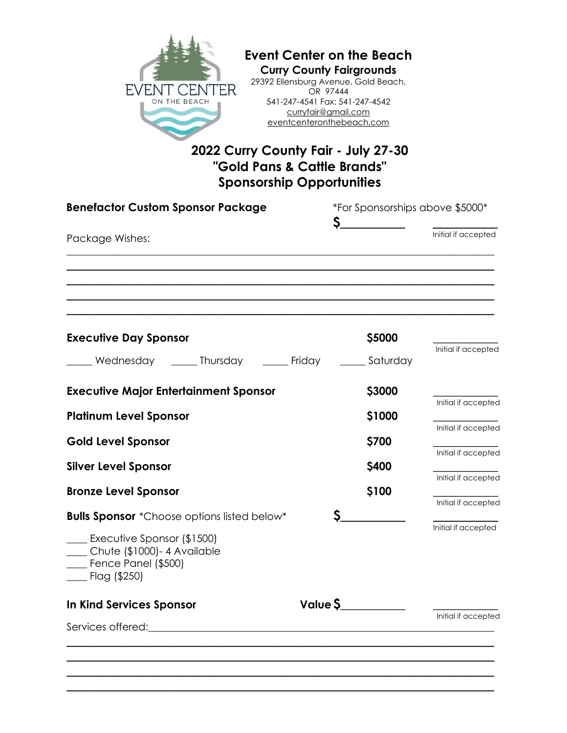# Event Center on the Beach

## Curry County Fairgrounds

29392 Ellensburg Avenue, Gold Beach, OR 97444
541-247-4541 Fax: 541-247-4542
curryfair@gmail.com
eventcenteronthebeach.com

## 2022 Curry County Fair - July 27-30
## "Gold Pans & Cattle Brands"
## Sponsorship Opportunities

**Benefactor Custom Sponsor Package** *For Sponsorships above $5000*

$__________ __________ Initial if accepted

Package Wishes:

______________________________________________________________________

______________________________________________________________________

______________________________________________________________________

______________________________________________________________________

______________________________________________________________________

**Executive Day Sponsor** **$5000** __________ Initial if accepted

_____ Wednesday _____ Thursday _____ Friday _____ Saturday

**Executive Major Entertainment Sponsor** **$3000** __________ Initial if accepted

**Platinum Level Sponsor** **$1000** __________ Initial if accepted

**Gold Level Sponsor** **$700** __________ Initial if accepted

**Silver Level Sponsor** **$400** __________ Initial if accepted

**Bronze Level Sponsor** **$100** __________ Initial if accepted

**Bulls Sponsor** *Choose options listed below* $__________ __________ Initial if accepted

____ Executive Sponsor ($1500)
____ Chute ($1000)- 4 Available
____ Fence Panel ($500)
____ Flag ($250)

**In Kind Services Sponsor** **Value $**__________ __________ Initial if accepted

Services offered:______________________________________________________

______________________________________________________________________

______________________________________________________________________

______________________________________________________________________

______________________________________________________________________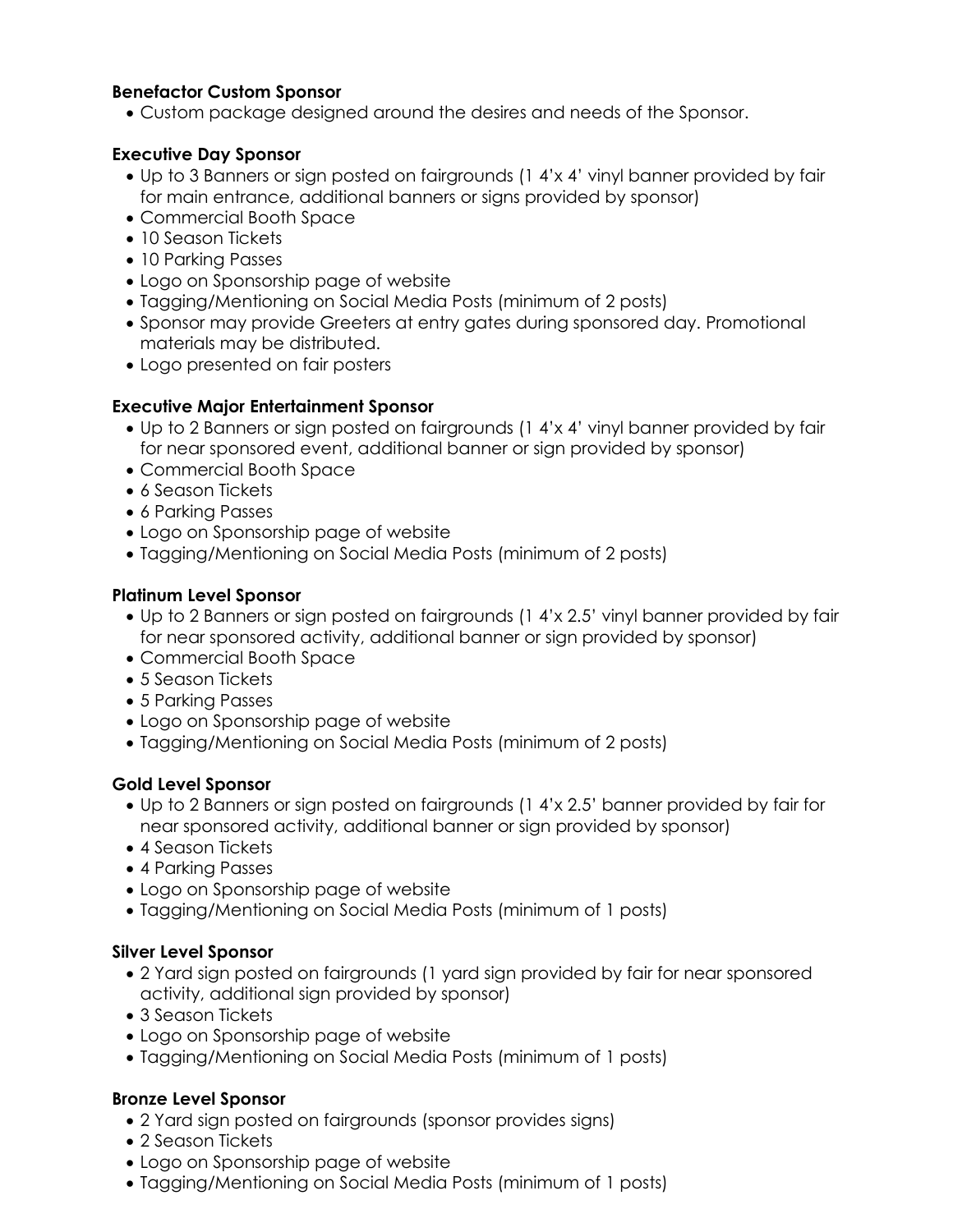**Benefactor Custom Sponsor**

- Custom package designed around the desires and needs of the Sponsor.

**Executive Day Sponsor**

- Up to 3 Banners or sign posted on fairgrounds (1 4'x 4' vinyl banner provided by fair for main entrance, additional banners or signs provided by sponsor)
- Commercial Booth Space
- 10 Season Tickets
- 10 Parking Passes
- Logo on Sponsorship page of website
- Tagging/Mentioning on Social Media Posts (minimum of 2 posts)
- Sponsor may provide Greeters at entry gates during sponsored day. Promotional materials may be distributed.
- Logo presented on fair posters

**Executive Major Entertainment Sponsor**

- Up to 2 Banners or sign posted on fairgrounds (1 4'x 4' vinyl banner provided by fair for near sponsored event, additional banner or sign provided by sponsor)
- Commercial Booth Space
- 6 Season Tickets
- 6 Parking Passes
- Logo on Sponsorship page of website
- Tagging/Mentioning on Social Media Posts (minimum of 2 posts)

**Platinum Level Sponsor**

- Up to 2 Banners or sign posted on fairgrounds (1 4'x 2.5' vinyl banner provided by fair for near sponsored activity, additional banner or sign provided by sponsor)
- Commercial Booth Space
- 5 Season Tickets
- 5 Parking Passes
- Logo on Sponsorship page of website
- Tagging/Mentioning on Social Media Posts (minimum of 2 posts)

**Gold Level Sponsor**

- Up to 2 Banners or sign posted on fairgrounds (1 4'x 2.5' banner provided by fair for near sponsored activity, additional banner or sign provided by sponsor)
- 4 Season Tickets
- 4 Parking Passes
- Logo on Sponsorship page of website
- Tagging/Mentioning on Social Media Posts (minimum of 1 posts)

**Silver Level Sponsor**

- 2 Yard sign posted on fairgrounds (1 yard sign provided by fair for near sponsored activity, additional sign provided by sponsor)
- 3 Season Tickets
- Logo on Sponsorship page of website
- Tagging/Mentioning on Social Media Posts (minimum of 1 posts)

**Bronze Level Sponsor**

- 2 Yard sign posted on fairgrounds (sponsor provides signs)
- 2 Season Tickets
- Logo on Sponsorship page of website
- Tagging/Mentioning on Social Media Posts (minimum of 1 posts)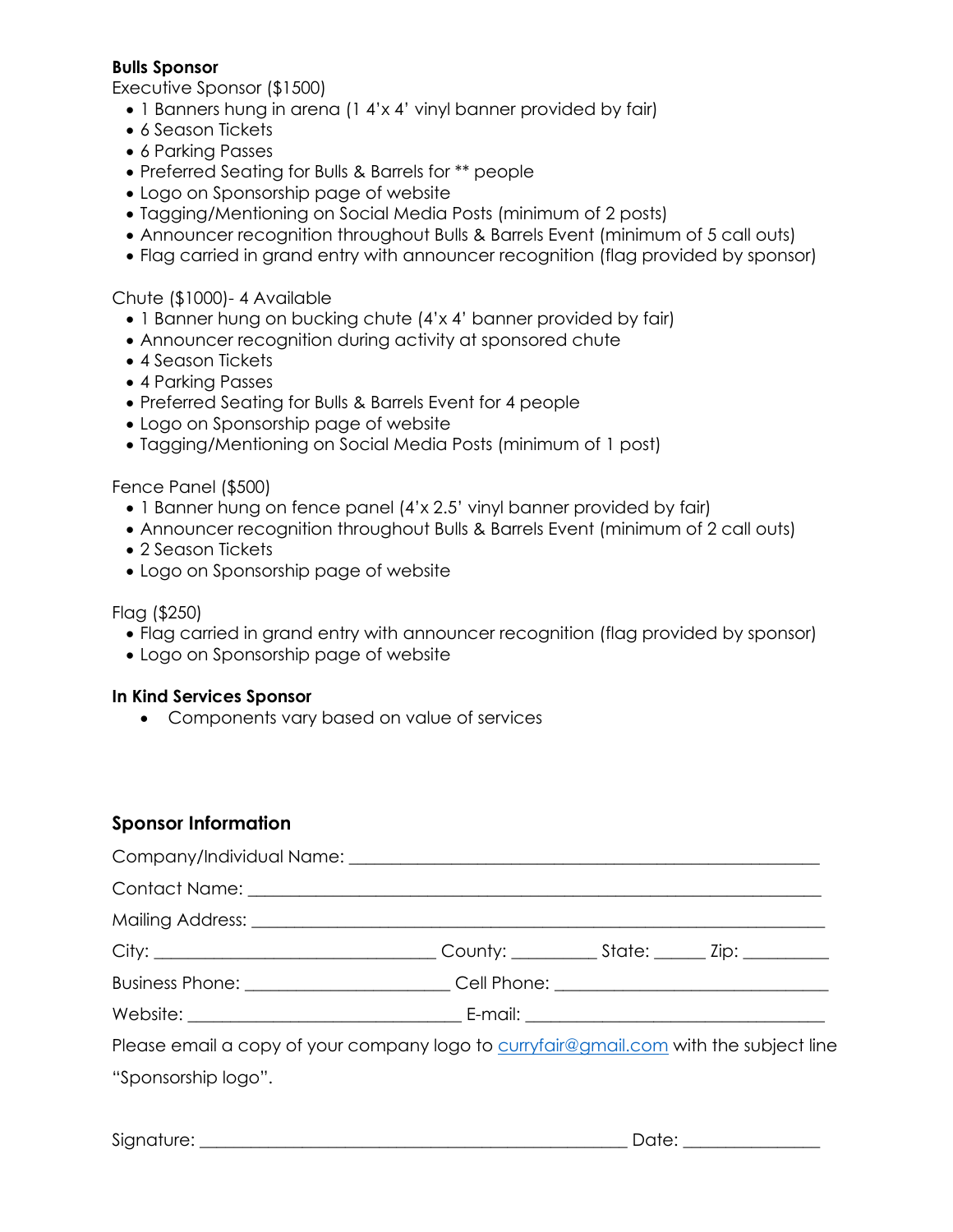**Bulls Sponsor**

Executive Sponsor ($1500)

- 1 Banners hung in arena (1 4'x 4' vinyl banner provided by fair)
- 6 Season Tickets
- 6 Parking Passes
- Preferred Seating for Bulls & Barrels for ** people
- Logo on Sponsorship page of website
- Tagging/Mentioning on Social Media Posts (minimum of 2 posts)
- Announcer recognition throughout Bulls & Barrels Event (minimum of 5 call outs)
- Flag carried in grand entry with announcer recognition (flag provided by sponsor)

Chute ($1000)- 4 Available

- 1 Banner hung on bucking chute (4'x 4' banner provided by fair)
- Announcer recognition during activity at sponsored chute
- 4 Season Tickets
- 4 Parking Passes
- Preferred Seating for Bulls & Barrels Event for 4 people
- Logo on Sponsorship page of website
- Tagging/Mentioning on Social Media Posts (minimum of 1 post)

Fence Panel ($500)

- 1 Banner hung on fence panel (4'x 2.5' vinyl banner provided by fair)
- Announcer recognition throughout Bulls & Barrels Event (minimum of 2 call outs)
- 2 Season Tickets
- Logo on Sponsorship page of website

Flag ($250)

- Flag carried in grand entry with announcer recognition (flag provided by sponsor)
- Logo on Sponsorship page of website

**In Kind Services Sponsor**

- Components vary based on value of services

## Sponsor Information

Company/Individual Name: ______________________________________________________

Contact Name: ______________________________________________________________

Mailing Address: _____________________________________________________________

City: _______________________________ County: _________ State: ______ Zip: _________

Business Phone: ______________________ Cell Phone: ______________________________

Website: ______________________________ E-mail: _________________________________

Please email a copy of your company logo to curryfair@gmail.com with the subject line "Sponsorship logo".

Signature: ________________________________________________ Date: _______________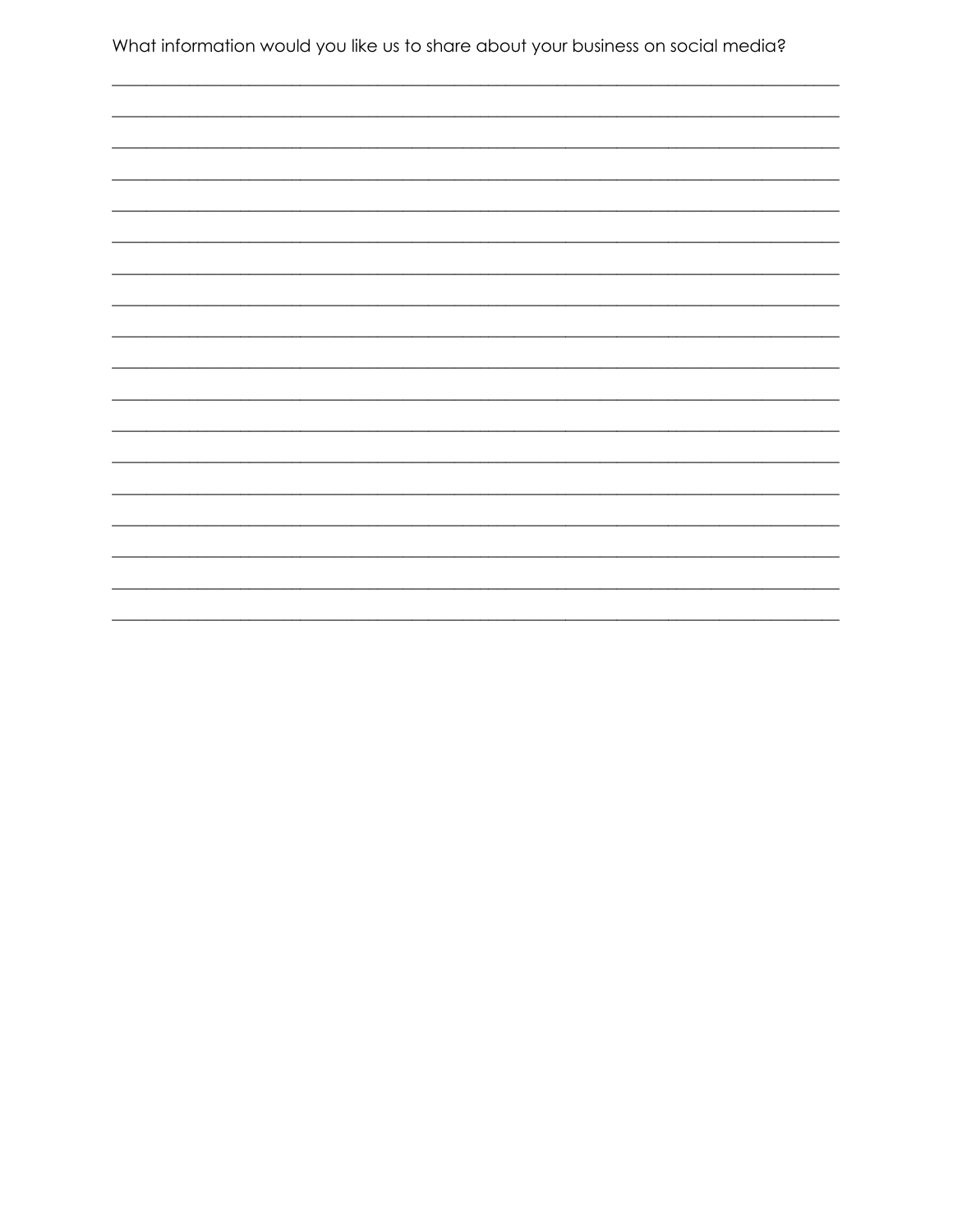What information would you like us to share about your business on social media?

\_\_\_\_\_\_\_\_\_\_\_\_\_\_\_\_\_\_\_\_\_\_\_\_\_\_\_\_\_\_\_\_\_\_\_\_\_\_\_\_\_\_\_\_\_\_\_\_\_\_\_\_\_\_\_\_\_\_\_\_\_\_\_\_\_\_\_\_\_\_\_\_\_\_\_\_

\_\_\_\_\_\_\_\_\_\_\_\_\_\_\_\_\_\_\_\_\_\_\_\_\_\_\_\_\_\_\_\_\_\_\_\_\_\_\_\_\_\_\_\_\_\_\_\_\_\_\_\_\_\_\_\_\_\_\_\_\_\_\_\_\_\_\_\_\_\_\_\_\_\_\_\_

\_\_\_\_\_\_\_\_\_\_\_\_\_\_\_\_\_\_\_\_\_\_\_\_\_\_\_\_\_\_\_\_\_\_\_\_\_\_\_\_\_\_\_\_\_\_\_\_\_\_\_\_\_\_\_\_\_\_\_\_\_\_\_\_\_\_\_\_\_\_\_\_\_\_\_\_

\_\_\_\_\_\_\_\_\_\_\_\_\_\_\_\_\_\_\_\_\_\_\_\_\_\_\_\_\_\_\_\_\_\_\_\_\_\_\_\_\_\_\_\_\_\_\_\_\_\_\_\_\_\_\_\_\_\_\_\_\_\_\_\_\_\_\_\_\_\_\_\_\_\_\_\_

\_\_\_\_\_\_\_\_\_\_\_\_\_\_\_\_\_\_\_\_\_\_\_\_\_\_\_\_\_\_\_\_\_\_\_\_\_\_\_\_\_\_\_\_\_\_\_\_\_\_\_\_\_\_\_\_\_\_\_\_\_\_\_\_\_\_\_\_\_\_\_\_\_\_\_\_

\_\_\_\_\_\_\_\_\_\_\_\_\_\_\_\_\_\_\_\_\_\_\_\_\_\_\_\_\_\_\_\_\_\_\_\_\_\_\_\_\_\_\_\_\_\_\_\_\_\_\_\_\_\_\_\_\_\_\_\_\_\_\_\_\_\_\_\_\_\_\_\_\_\_\_\_

\_\_\_\_\_\_\_\_\_\_\_\_\_\_\_\_\_\_\_\_\_\_\_\_\_\_\_\_\_\_\_\_\_\_\_\_\_\_\_\_\_\_\_\_\_\_\_\_\_\_\_\_\_\_\_\_\_\_\_\_\_\_\_\_\_\_\_\_\_\_\_\_\_\_\_\_

\_\_\_\_\_\_\_\_\_\_\_\_\_\_\_\_\_\_\_\_\_\_\_\_\_\_\_\_\_\_\_\_\_\_\_\_\_\_\_\_\_\_\_\_\_\_\_\_\_\_\_\_\_\_\_\_\_\_\_\_\_\_\_\_\_\_\_\_\_\_\_\_\_\_\_\_

\_\_\_\_\_\_\_\_\_\_\_\_\_\_\_\_\_\_\_\_\_\_\_\_\_\_\_\_\_\_\_\_\_\_\_\_\_\_\_\_\_\_\_\_\_\_\_\_\_\_\_\_\_\_\_\_\_\_\_\_\_\_\_\_\_\_\_\_\_\_\_\_\_\_\_\_

\_\_\_\_\_\_\_\_\_\_\_\_\_\_\_\_\_\_\_\_\_\_\_\_\_\_\_\_\_\_\_\_\_\_\_\_\_\_\_\_\_\_\_\_\_\_\_\_\_\_\_\_\_\_\_\_\_\_\_\_\_\_\_\_\_\_\_\_\_\_\_\_\_\_\_\_

\_\_\_\_\_\_\_\_\_\_\_\_\_\_\_\_\_\_\_\_\_\_\_\_\_\_\_\_\_\_\_\_\_\_\_\_\_\_\_\_\_\_\_\_\_\_\_\_\_\_\_\_\_\_\_\_\_\_\_\_\_\_\_\_\_\_\_\_\_\_\_\_\_\_\_\_

\_\_\_\_\_\_\_\_\_\_\_\_\_\_\_\_\_\_\_\_\_\_\_\_\_\_\_\_\_\_\_\_\_\_\_\_\_\_\_\_\_\_\_\_\_\_\_\_\_\_\_\_\_\_\_\_\_\_\_\_\_\_\_\_\_\_\_\_\_\_\_\_\_\_\_\_

\_\_\_\_\_\_\_\_\_\_\_\_\_\_\_\_\_\_\_\_\_\_\_\_\_\_\_\_\_\_\_\_\_\_\_\_\_\_\_\_\_\_\_\_\_\_\_\_\_\_\_\_\_\_\_\_\_\_\_\_\_\_\_\_\_\_\_\_\_\_\_\_\_\_\_\_

\_\_\_\_\_\_\_\_\_\_\_\_\_\_\_\_\_\_\_\_\_\_\_\_\_\_\_\_\_\_\_\_\_\_\_\_\_\_\_\_\_\_\_\_\_\_\_\_\_\_\_\_\_\_\_\_\_\_\_\_\_\_\_\_\_\_\_\_\_\_\_\_\_\_\_\_

\_\_\_\_\_\_\_\_\_\_\_\_\_\_\_\_\_\_\_\_\_\_\_\_\_\_\_\_\_\_\_\_\_\_\_\_\_\_\_\_\_\_\_\_\_\_\_\_\_\_\_\_\_\_\_\_\_\_\_\_\_\_\_\_\_\_\_\_\_\_\_\_\_\_\_\_

\_\_\_\_\_\_\_\_\_\_\_\_\_\_\_\_\_\_\_\_\_\_\_\_\_\_\_\_\_\_\_\_\_\_\_\_\_\_\_\_\_\_\_\_\_\_\_\_\_\_\_\_\_\_\_\_\_\_\_\_\_\_\_\_\_\_\_\_\_\_\_\_\_\_\_\_

\_\_\_\_\_\_\_\_\_\_\_\_\_\_\_\_\_\_\_\_\_\_\_\_\_\_\_\_\_\_\_\_\_\_\_\_\_\_\_\_\_\_\_\_\_\_\_\_\_\_\_\_\_\_\_\_\_\_\_\_\_\_\_\_\_\_\_\_\_\_\_\_\_\_\_\_

\_\_\_\_\_\_\_\_\_\_\_\_\_\_\_\_\_\_\_\_\_\_\_\_\_\_\_\_\_\_\_\_\_\_\_\_\_\_\_\_\_\_\_\_\_\_\_\_\_\_\_\_\_\_\_\_\_\_\_\_\_\_\_\_\_\_\_\_\_\_\_\_\_\_\_\_